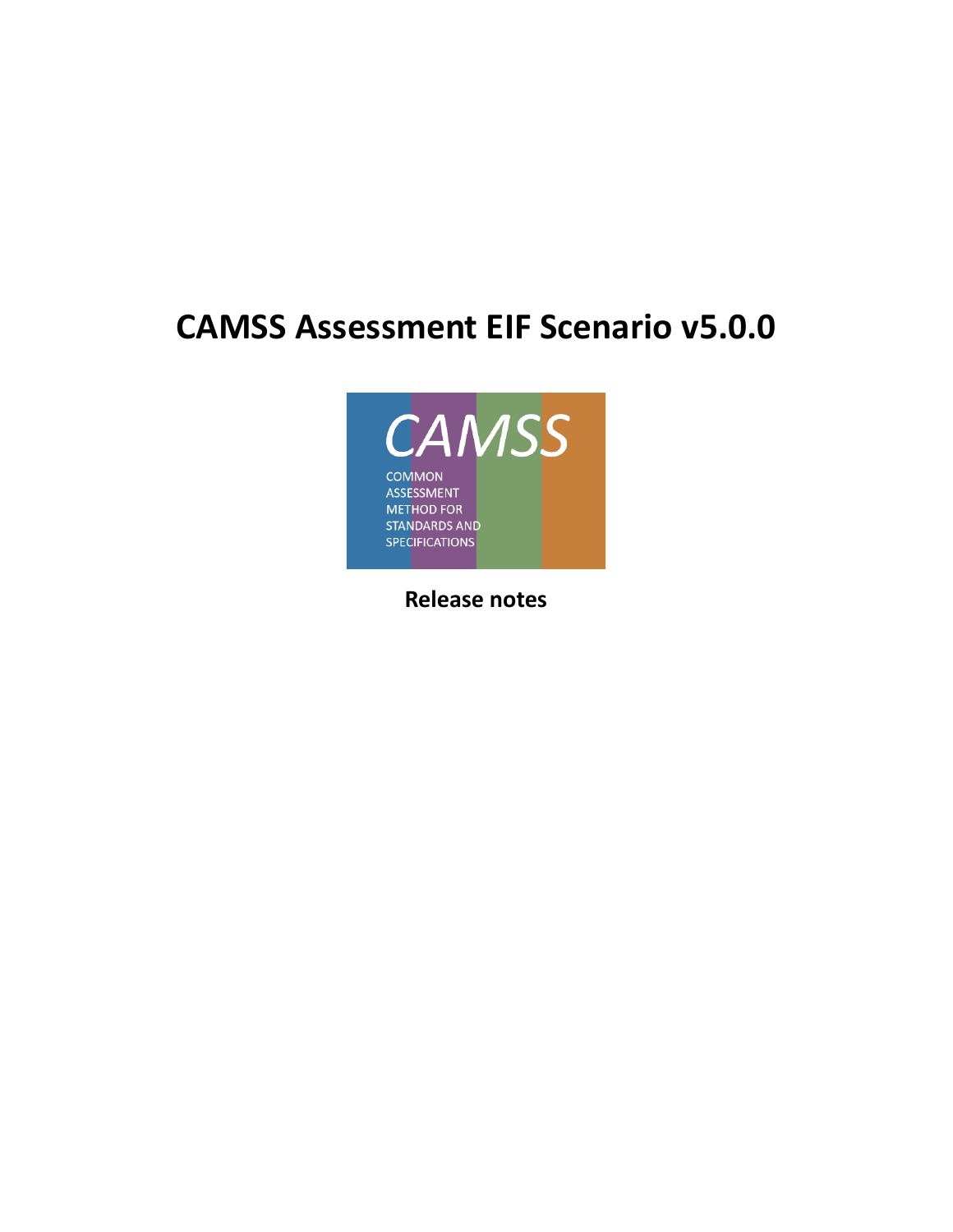# CAMSS Assessment EIF Scenario v5.0.0

CAMSS

COMMON ASSESSMENT METHOD FOR STANDARDS AND SPECIFICATIONS

**Release notes**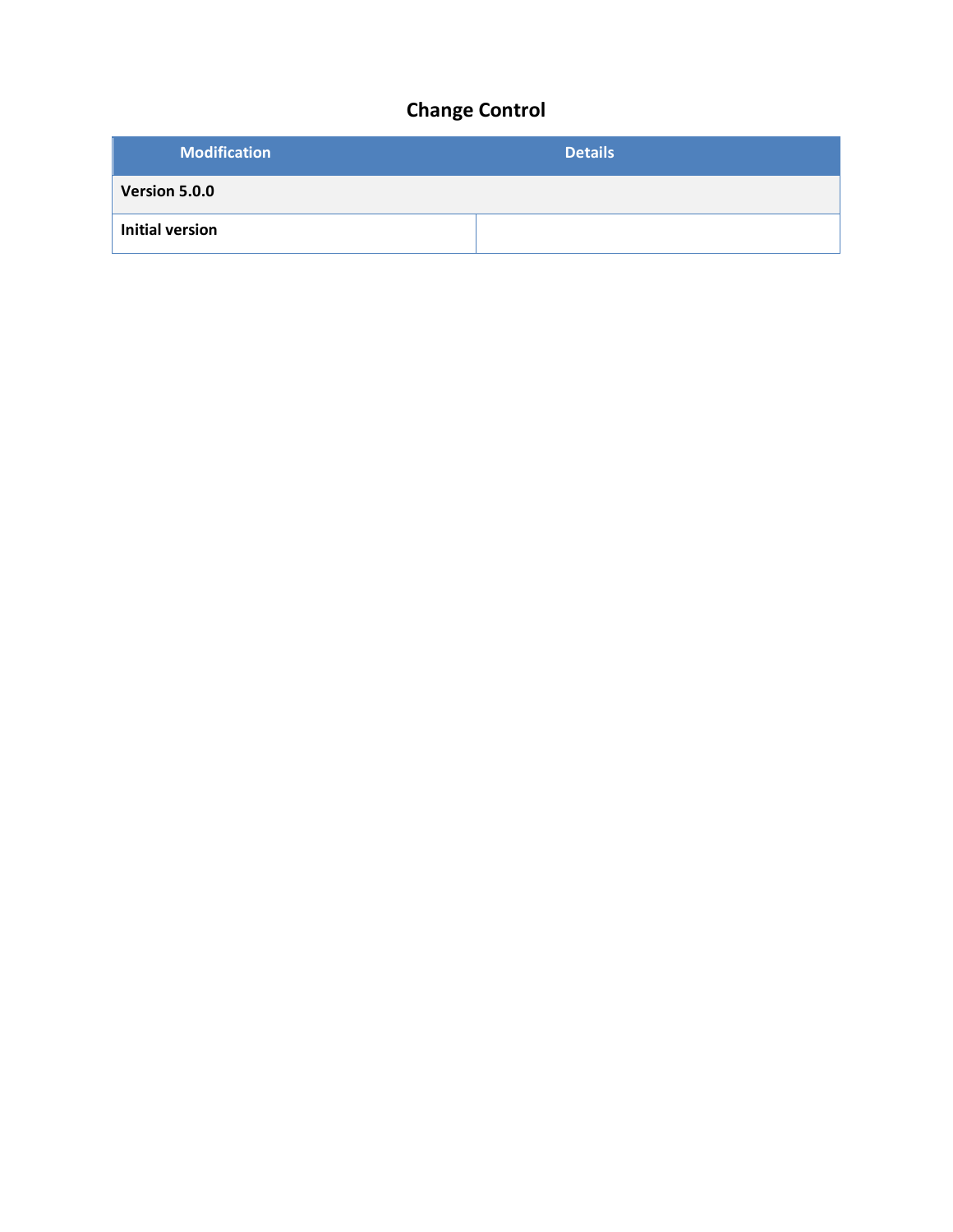# Change Control

| Modification | Details |
| --- | --- |
| **Version 5.0.0** | |
| **Initial version** | |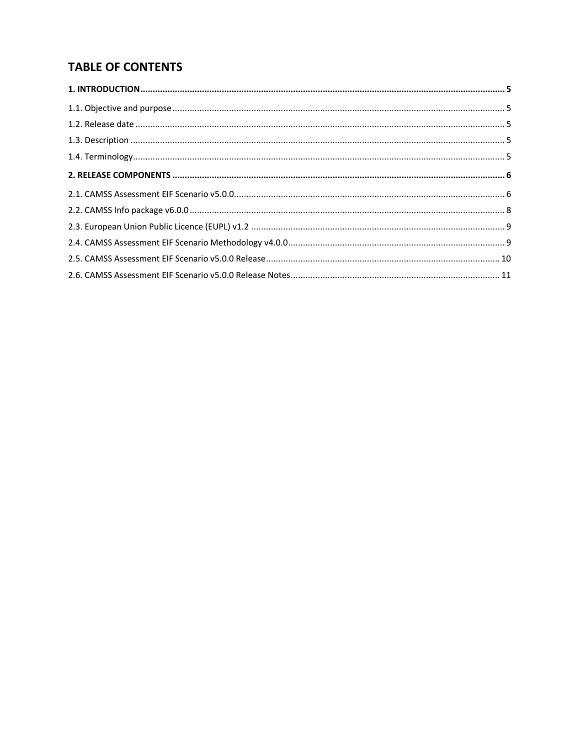# TABLE OF CONTENTS

**1. INTRODUCTION** .......... **5**

1.1. Objective and purpose .......... 5

1.2. Release date .......... 5

1.3. Description .......... 5

1.4. Terminology .......... 5

**2. RELEASE COMPONENTS** .......... **6**

2.1. CAMSS Assessment EIF Scenario v5.0.0 .......... 6

2.2. CAMSS Info package v6.0.0 .......... 8

2.3. European Union Public Licence (EUPL) v1.2 .......... 9

2.4. CAMSS Assessment EIF Scenario Methodology v4.0.0 .......... 9

2.5. CAMSS Assessment EIF Scenario v5.0.0 Release .......... 10

2.6. CAMSS Assessment EIF Scenario v5.0.0 Release Notes .......... 11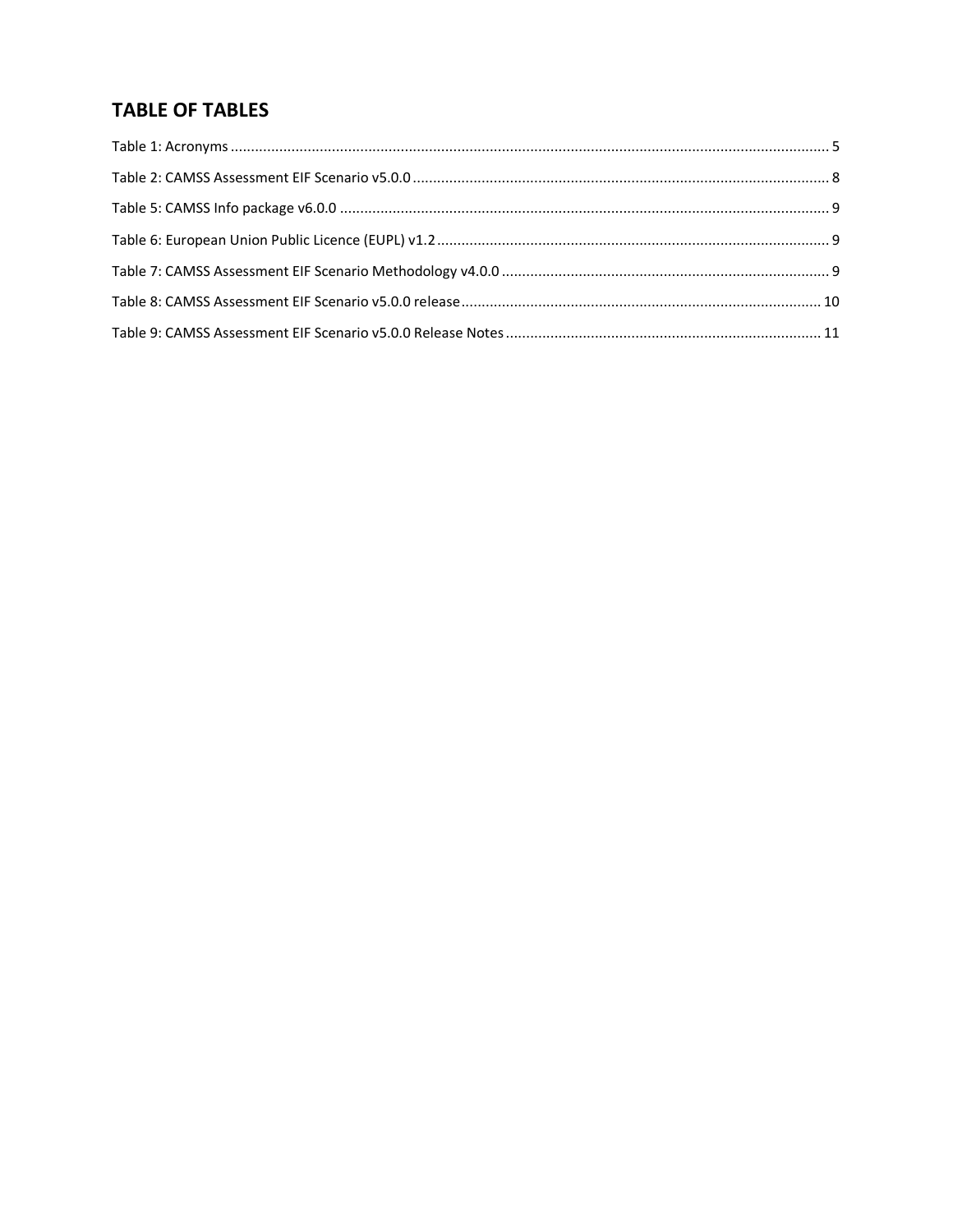## TABLE OF TABLES

Table 1: Acronyms ..... 5

Table 2: CAMSS Assessment EIF Scenario v5.0.0 ..... 8

Table 5: CAMSS Info package v6.0.0 ..... 9

Table 6: European Union Public Licence (EUPL) v1.2 ..... 9

Table 7: CAMSS Assessment EIF Scenario Methodology v4.0.0 ..... 9

Table 8: CAMSS Assessment EIF Scenario v5.0.0 release ..... 10

Table 9: CAMSS Assessment EIF Scenario v5.0.0 Release Notes ..... 11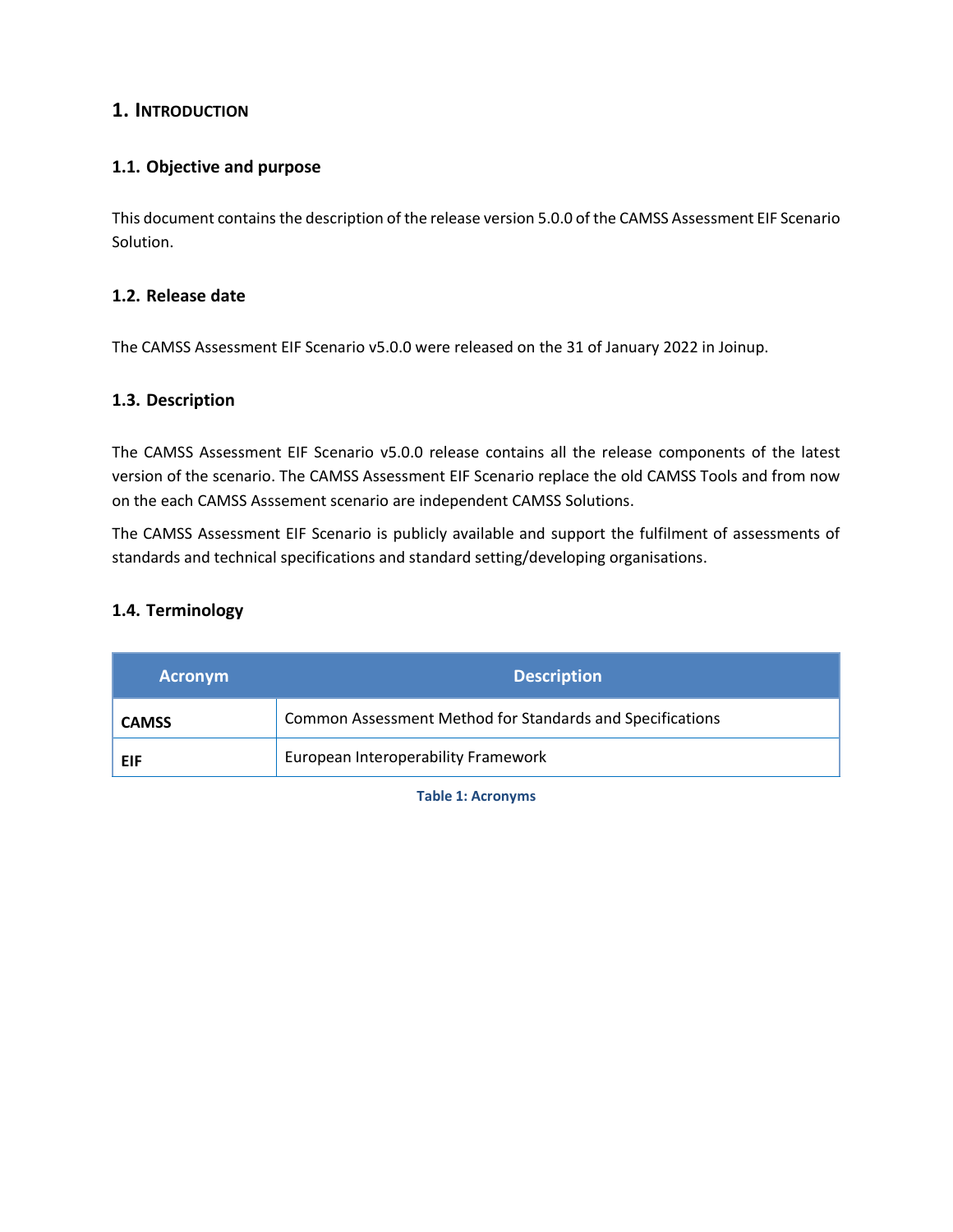# 1. INTRODUCTION

## 1.1. Objective and purpose

This document contains the description of the release version 5.0.0 of the CAMSS Assessment EIF Scenario Solution.

## 1.2. Release date

The CAMSS Assessment EIF Scenario v5.0.0 were released on the 31 of January 2022 in Joinup.

## 1.3. Description

The CAMSS Assessment EIF Scenario v5.0.0 release contains all the release components of the latest version of the scenario. The CAMSS Assessment EIF Scenario replace the old CAMSS Tools and from now on the each CAMSS Asssement scenario are independent CAMSS Solutions.

The CAMSS Assessment EIF Scenario is publicly available and support the fulfilment of assessments of standards and technical specifications and standard setting/developing organisations.

## 1.4. Terminology

| Acronym | Description |
|---|---|
| **CAMSS** | Common Assessment Method for Standards and Specifications |
| **EIF** | European Interoperability Framework |

Table 1: Acronyms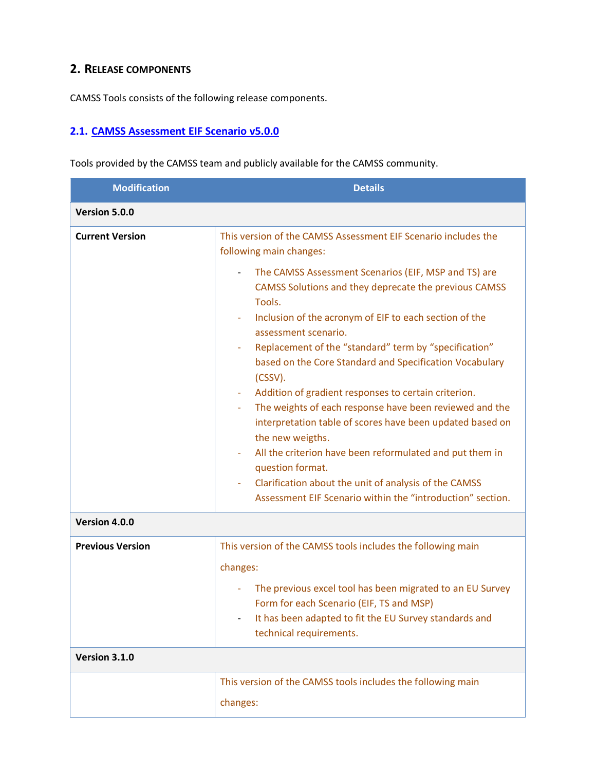## 2. Release components

CAMSS Tools consists of the following release components.

### 2.1. CAMSS Assessment EIF Scenario v5.0.0

Tools provided by the CAMSS team and publicly available for the CAMSS community.

| Modification | Details |
|---|---|
| **Version 5.0.0** | |
| **Current Version** | This version of the CAMSS Assessment EIF Scenario includes the following main changes:<br>- The CAMSS Assessment Scenarios (EIF, MSP and TS) are CAMSS Solutions and they deprecate the previous CAMSS Tools.<br>- Inclusion of the acronym of EIF to each section of the assessment scenario.<br>- Replacement of the "standard" term by "specification" based on the Core Standard and Specification Vocabulary (CSSV).<br>- Addition of gradient responses to certain criterion.<br>- The weights of each response have been reviewed and the interpretation table of scores have been updated based on the new weigths.<br>- All the criterion have been reformulated and put them in question format.<br>- Clarification about the unit of analysis of the CAMSS Assessment EIF Scenario within the "introduction" section. |
| **Version 4.0.0** | |
| **Previous Version** | This version of the CAMSS tools includes the following main changes:<br>- The previous excel tool has been migrated to an EU Survey Form for each Scenario (EIF, TS and MSP)<br>- It has been adapted to fit the EU Survey standards and technical requirements. |
| **Version 3.1.0** | |
| | This version of the CAMSS tools includes the following main changes: |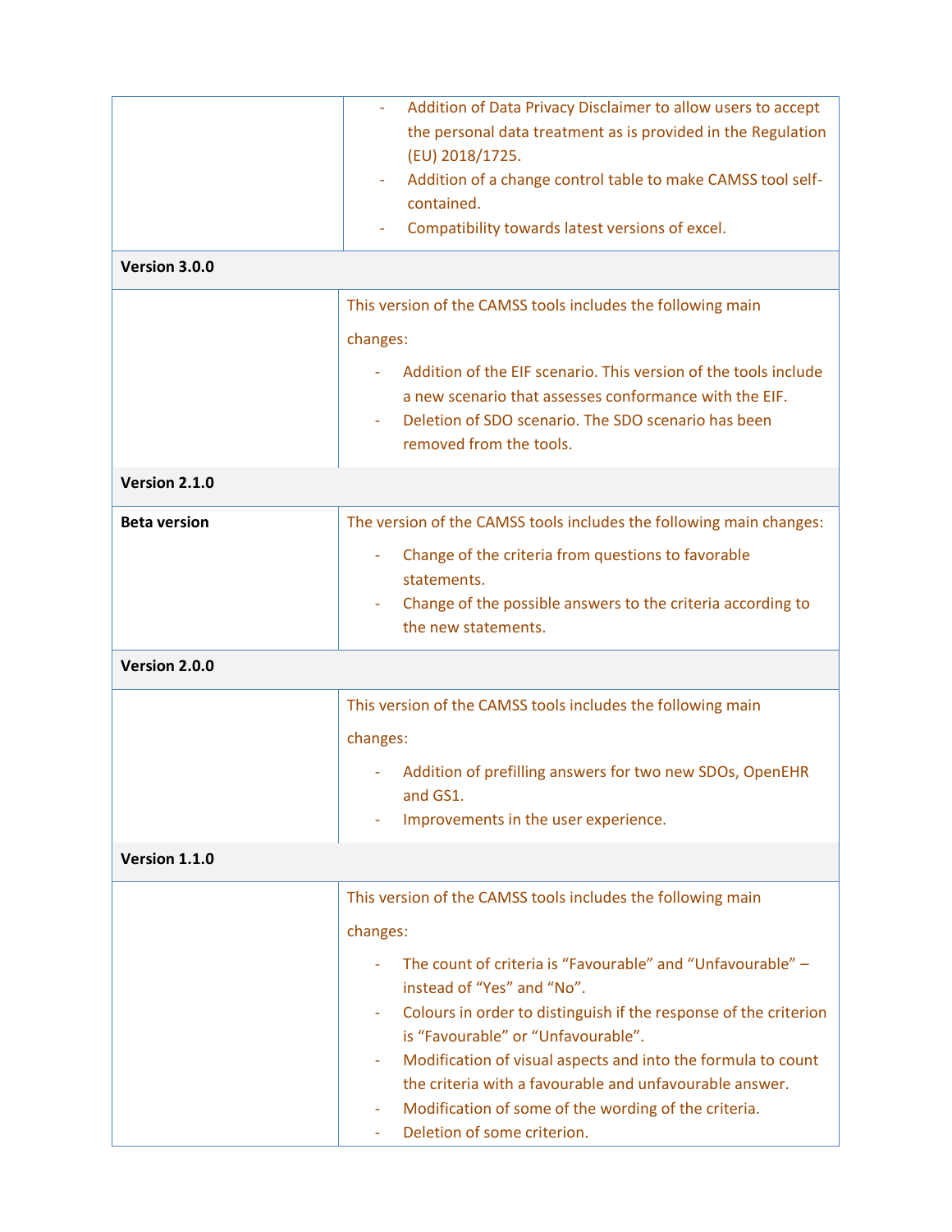| | |
|---|---|
| | - Addition of Data Privacy Disclaimer to allow users to accept the personal data treatment as is provided in the Regulation (EU) 2018/1725.<br>- Addition of a change control table to make CAMSS tool self-contained.<br>- Compatibility towards latest versions of excel. |
| **Version 3.0.0** | |
| | This version of the CAMSS tools includes the following main changes:<br>- Addition of the EIF scenario. This version of the tools include a new scenario that assesses conformance with the EIF.<br>- Deletion of SDO scenario. The SDO scenario has been removed from the tools. |
| **Version 2.1.0** | |
| **Beta version** | The version of the CAMSS tools includes the following main changes:<br>- Change of the criteria from questions to favorable statements.<br>- Change of the possible answers to the criteria according to the new statements. |
| **Version 2.0.0** | |
| | This version of the CAMSS tools includes the following main changes:<br>- Addition of prefilling answers for two new SDOs, OpenEHR and GS1.<br>- Improvements in the user experience. |
| **Version 1.1.0** | |
| | This version of the CAMSS tools includes the following main changes:<br>- The count of criteria is "Favourable" and "Unfavourable" – instead of "Yes" and "No".<br>- Colours in order to distinguish if the response of the criterion is "Favourable" or "Unfavourable".<br>- Modification of visual aspects and into the formula to count the criteria with a favourable and unfavourable answer.<br>- Modification of some of the wording of the criteria.<br>- Deletion of some criterion. |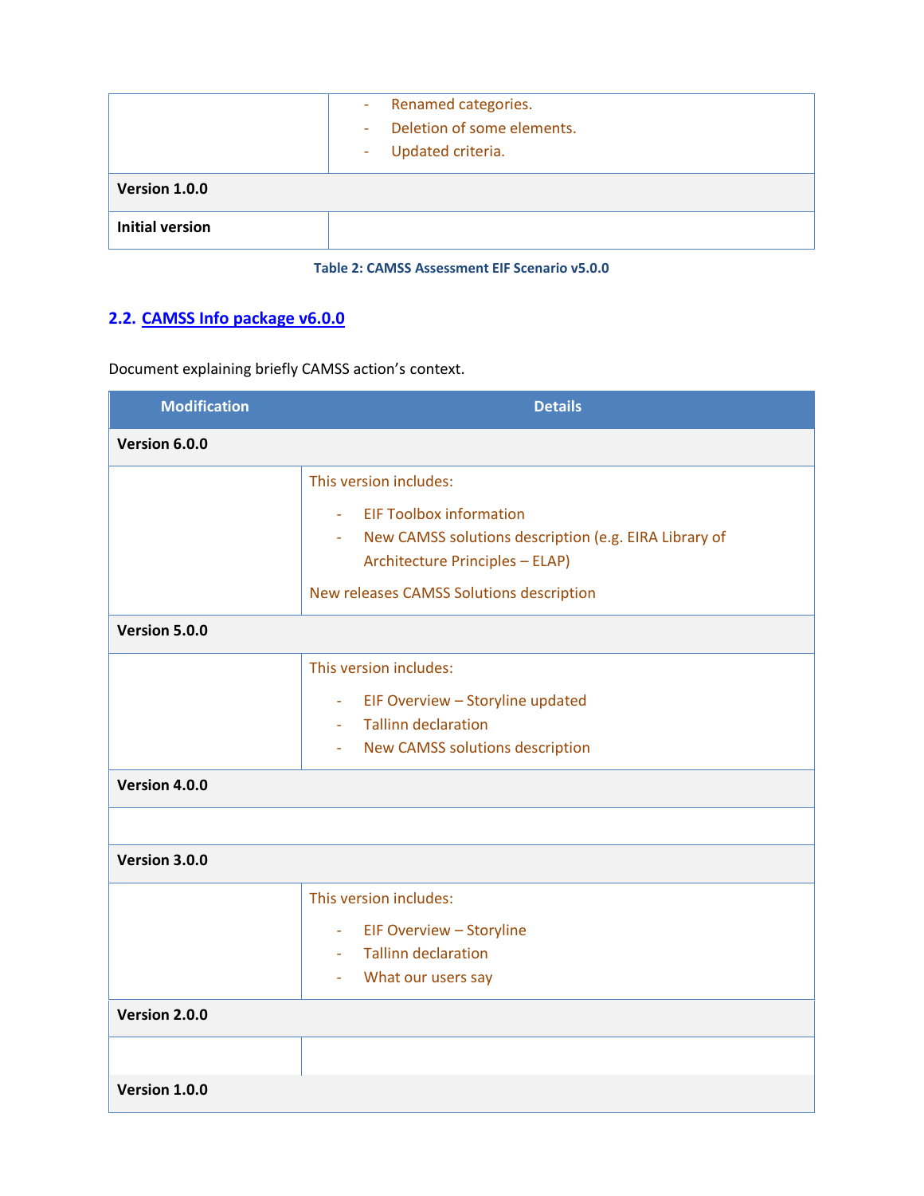| | |
|---|---|
| | - Renamed categories.<br>- Deletion of some elements.<br>- Updated criteria. |
| **Version 1.0.0** | |
| **Initial version** | |

**Table 2: CAMSS Assessment EIF Scenario v5.0.0**

## 2.2. CAMSS Info package v6.0.0

Document explaining briefly CAMSS action's context.

| Modification | Details |
|---|---|
| **Version 6.0.0** | |
| | This version includes:<br>- EIF Toolbox information<br>- New CAMSS solutions description (e.g. EIRA Library of Architecture Principles – ELAP)<br>New releases CAMSS Solutions description |
| **Version 5.0.0** | |
| | This version includes:<br>- EIF Overview – Storyline updated<br>- Tallinn declaration<br>- New CAMSS solutions description |
| **Version 4.0.0** | |
| | |
| **Version 3.0.0** | |
| | This version includes:<br>- EIF Overview – Storyline<br>- Tallinn declaration<br>- What our users say |
| **Version 2.0.0** | |
| | |
| **Version 1.0.0** | |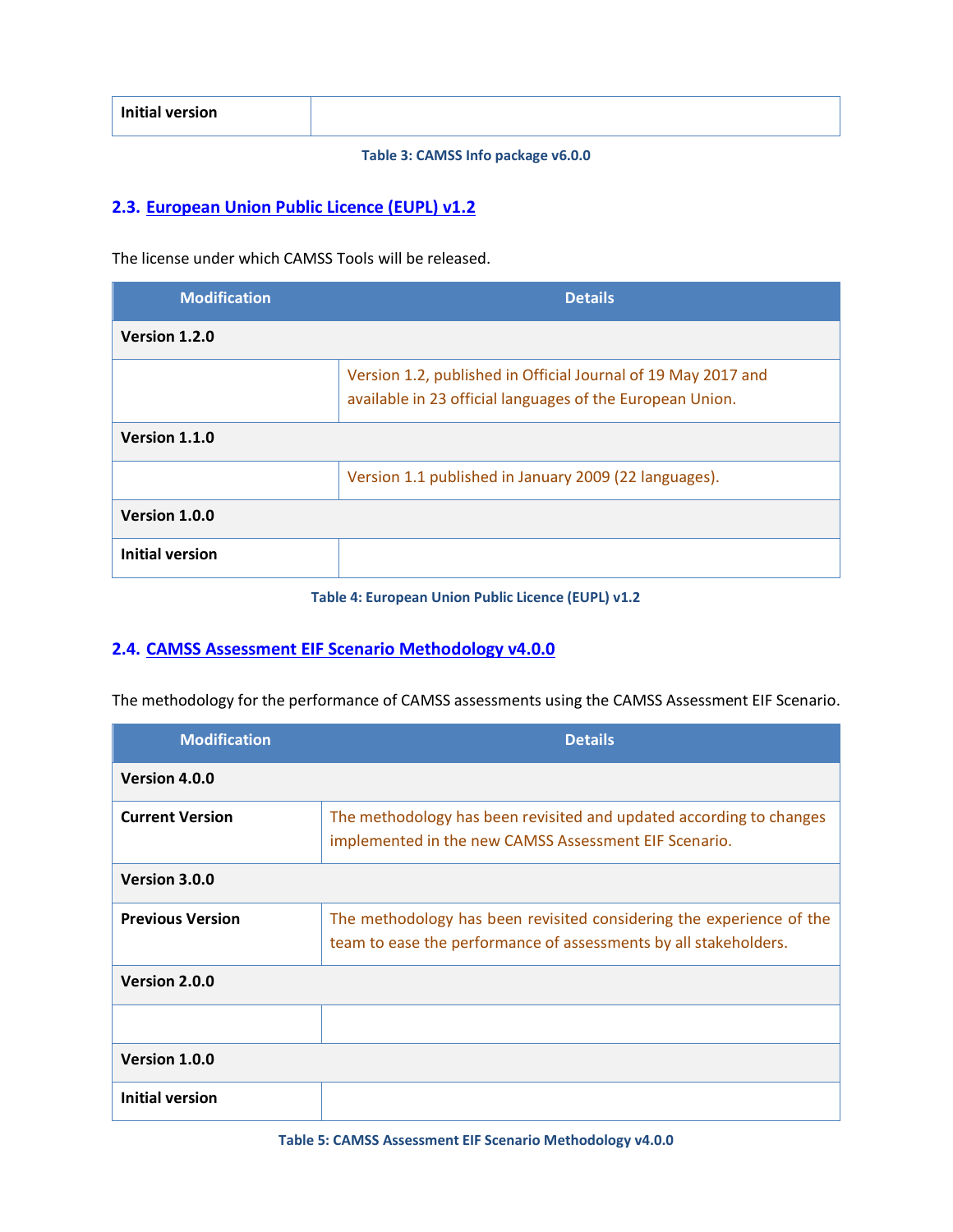| Initial version | |
|---|---|

Table 3: CAMSS Info package v6.0.0

## 2.3. European Union Public Licence (EUPL) v1.2

The license under which CAMSS Tools will be released.

| Modification | Details |
|---|---|
| **Version 1.2.0** | |
| | Version 1.2, published in Official Journal of 19 May 2017 and available in 23 official languages of the European Union. |
| **Version 1.1.0** | |
| | Version 1.1 published in January 2009 (22 languages). |
| **Version 1.0.0** | |
| **Initial version** | |

Table 4: European Union Public Licence (EUPL) v1.2

## 2.4. CAMSS Assessment EIF Scenario Methodology v4.0.0

The methodology for the performance of CAMSS assessments using the CAMSS Assessment EIF Scenario.

| Modification | Details |
|---|---|
| **Version 4.0.0** | |
| **Current Version** | The methodology has been revisited and updated according to changes implemented in the new CAMSS Assessment EIF Scenario. |
| **Version 3.0.0** | |
| **Previous Version** | The methodology has been revisited considering the experience of the team to ease the performance of assessments by all stakeholders. |
| **Version 2.0.0** | |
| | |
| **Version 1.0.0** | |
| **Initial version** | |

Table 5: CAMSS Assessment EIF Scenario Methodology v4.0.0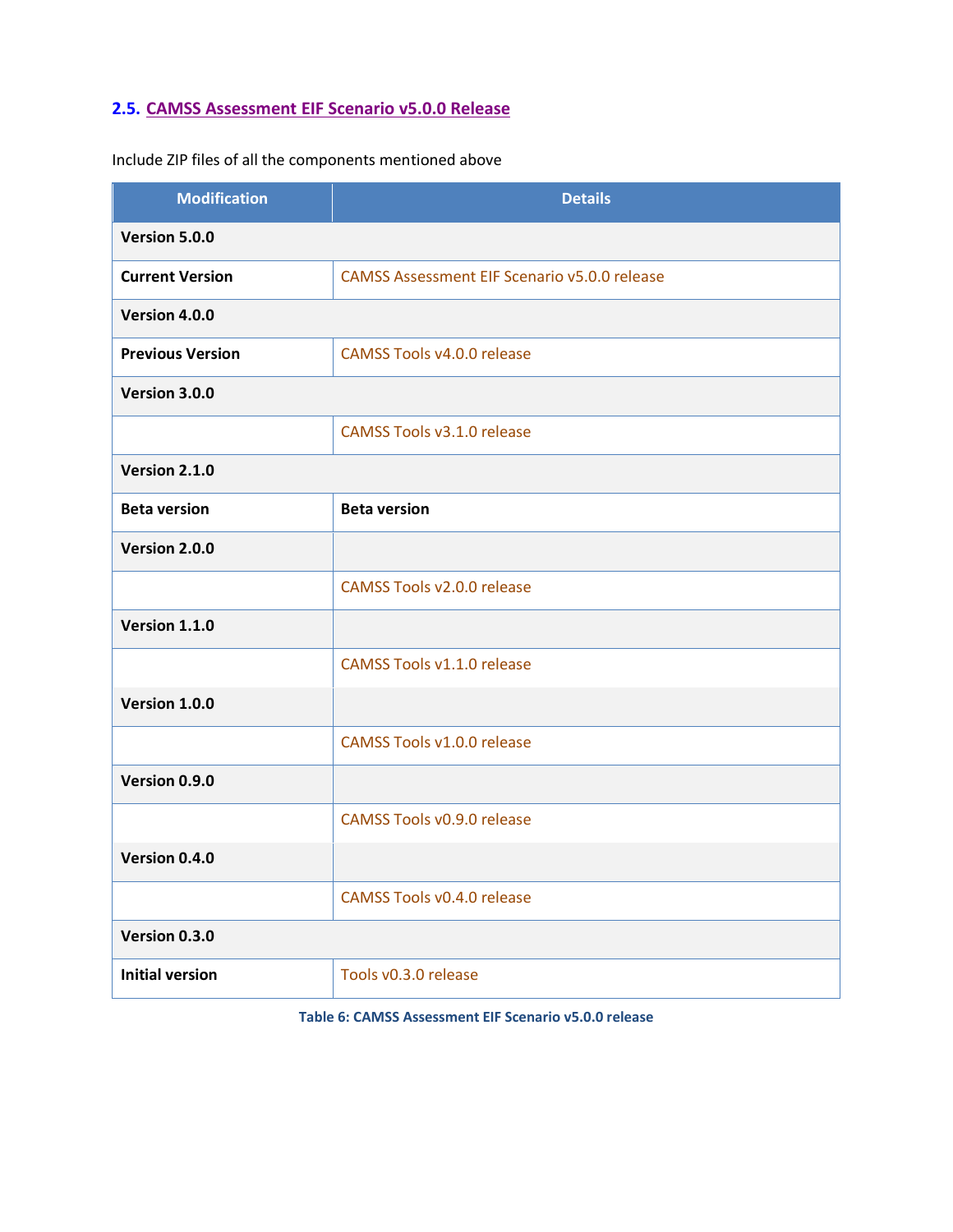## 2.5. CAMSS Assessment EIF Scenario v5.0.0 Release

Include ZIP files of all the components mentioned above

| Modification | Details |
|---|---|
| **Version 5.0.0** | |
| **Current Version** | CAMSS Assessment EIF Scenario v5.0.0 release |
| **Version 4.0.0** | |
| **Previous Version** | CAMSS Tools v4.0.0 release |
| **Version 3.0.0** | |
| | CAMSS Tools v3.1.0 release |
| **Version 2.1.0** | |
| **Beta version** | **Beta version** |
| **Version 2.0.0** | |
| | CAMSS Tools v2.0.0 release |
| **Version 1.1.0** | |
| | CAMSS Tools v1.1.0 release |
| **Version 1.0.0** | |
| | CAMSS Tools v1.0.0 release |
| **Version 0.9.0** | |
| | CAMSS Tools v0.9.0 release |
| **Version 0.4.0** | |
| | CAMSS Tools v0.4.0 release |
| **Version 0.3.0** | |
| **Initial version** | Tools v0.3.0 release |

Table 6: CAMSS Assessment EIF Scenario v5.0.0 release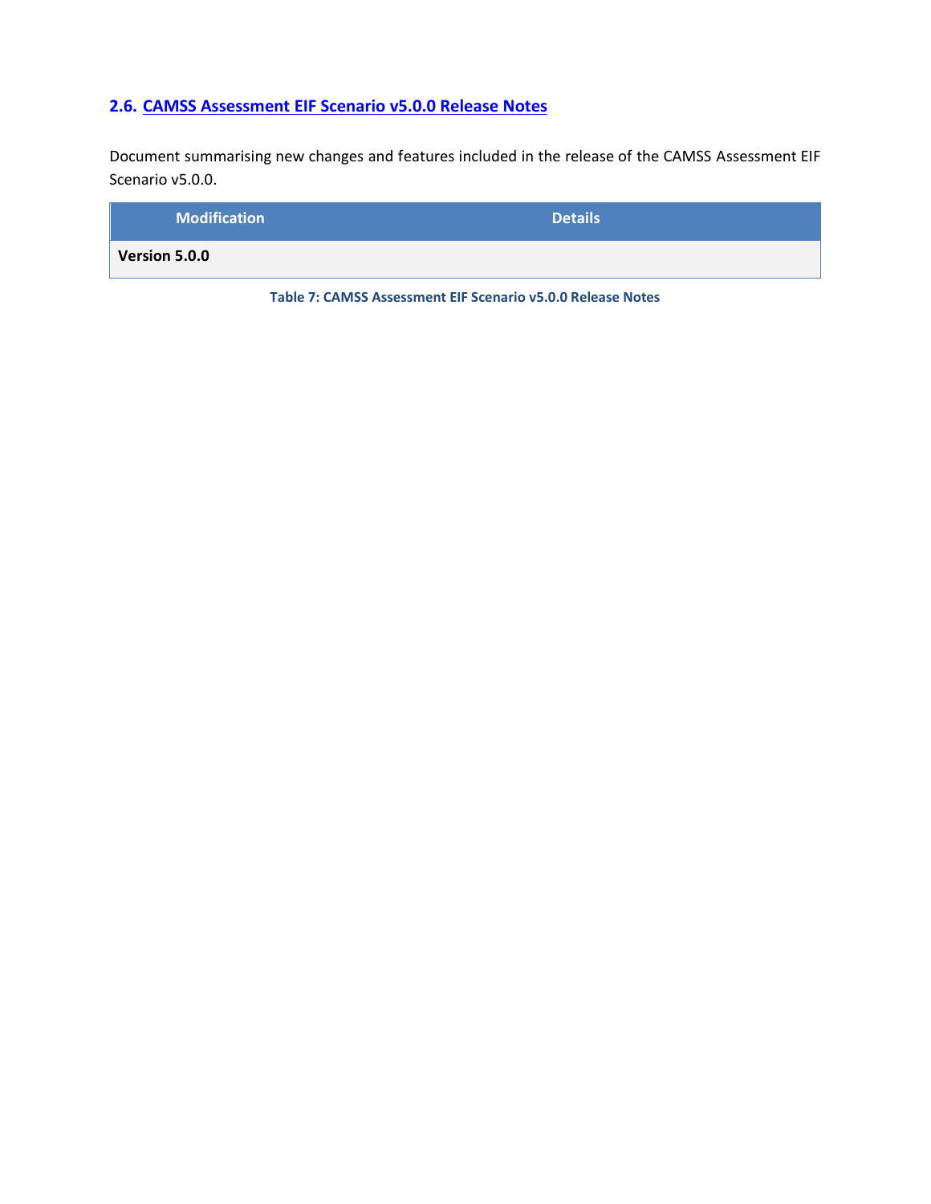## 2.6. CAMSS Assessment EIF Scenario v5.0.0 Release Notes

Document summarising new changes and features included in the release of the CAMSS Assessment EIF Scenario v5.0.0.

| Modification | Details |
| --- | --- |
| **Version 5.0.0** | |

Table 7: CAMSS Assessment EIF Scenario v5.0.0 Release Notes